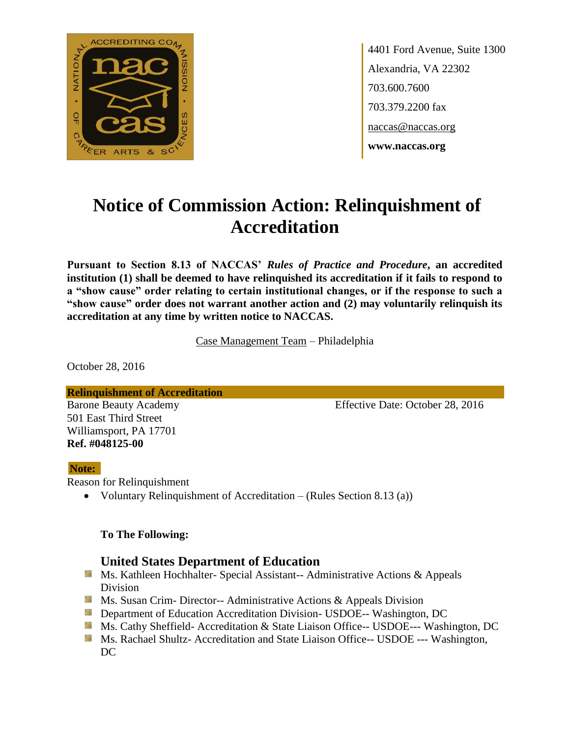4401 Ford Avenue, Suite 1300
Alexandria, VA 22302
703.600.7600
703.379.2200 fax
naccas@naccas.org
**www.naccas.org**

# Notice of Commission Action: Relinquishment of Accreditation

**Pursuant to Section 8.13 of NACCAS' *Rules of Practice and Procedure*, an accredited institution (1) shall be deemed to have relinquished its accreditation if it fails to respond to a "show cause" order relating to certain institutional changes, or if the response to such a "show cause" order does not warrant another action and (2) may voluntarily relinquish its accreditation at any time by written notice to NACCAS.**

Case Management Team – Philadelphia

October 28, 2016

**Relinquishment of Accreditation**

Barone Beauty Academy
501 East Third Street
Williamsport, PA 17701
**Ref. #048125-00**

Effective Date: October 28, 2016

**Note:**

Reason for Relinquishment

- Voluntary Relinquishment of Accreditation – (Rules Section 8.13 (a))

**To The Following:**

### United States Department of Education

- Ms. Kathleen Hochhalter- Special Assistant-- Administrative Actions & Appeals Division
- Ms. Susan Crim- Director-- Administrative Actions & Appeals Division
- Department of Education Accreditation Division- USDOE-- Washington, DC
- Ms. Cathy Sheffield- Accreditation & State Liaison Office-- USDOE--- Washington, DC
- Ms. Rachael Shultz- Accreditation and State Liaison Office-- USDOE --- Washington, DC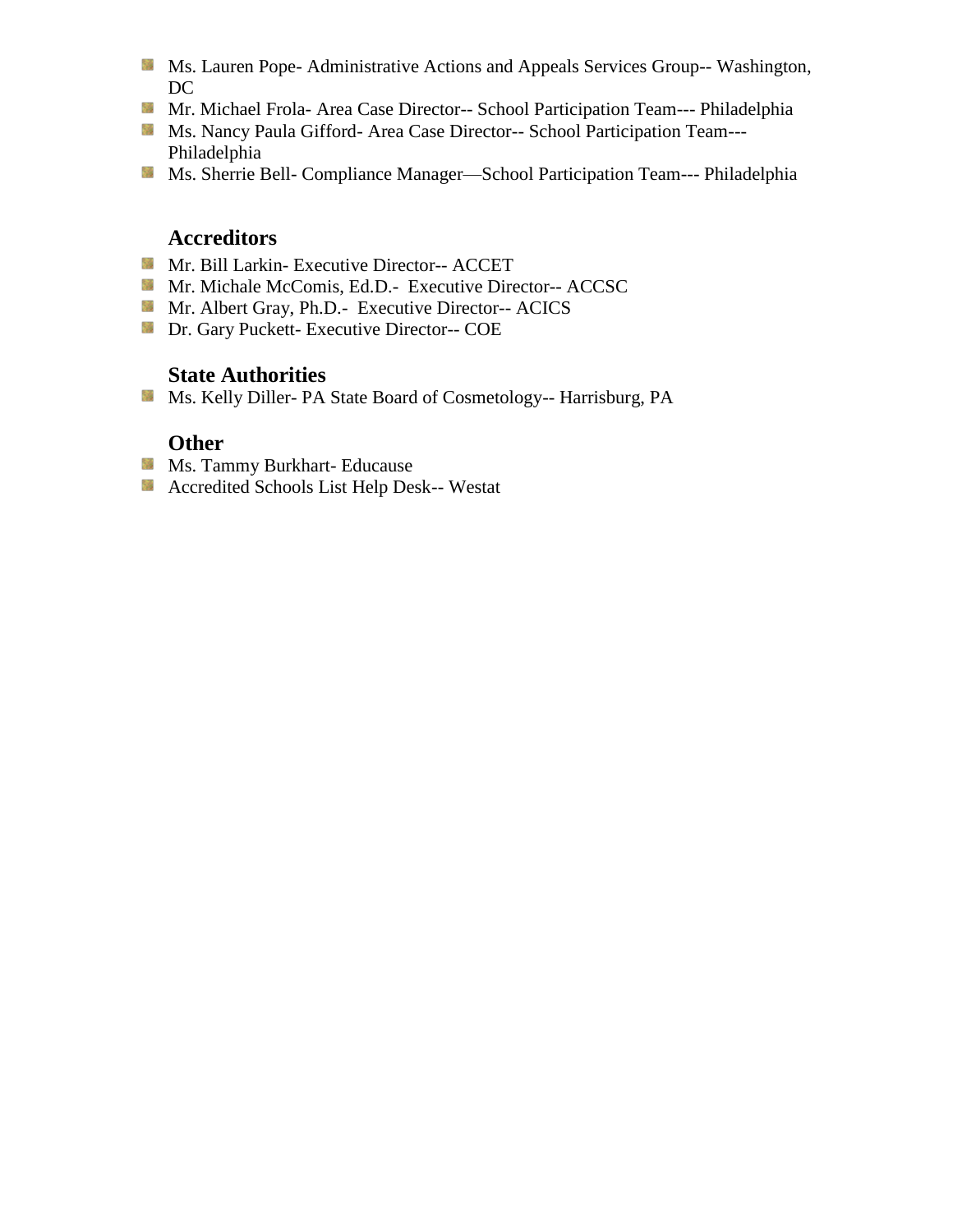- Ms. Lauren Pope- Administrative Actions and Appeals Services Group-- Washington, DC
- Mr. Michael Frola- Area Case Director-- School Participation Team--- Philadelphia
- Ms. Nancy Paula Gifford- Area Case Director-- School Participation Team--- Philadelphia
- Ms. Sherrie Bell- Compliance Manager—School Participation Team--- Philadelphia

### Accreditors

- Mr. Bill Larkin- Executive Director-- ACCET
- Mr. Michale McComis, Ed.D.- Executive Director-- ACCSC
- Mr. Albert Gray, Ph.D.- Executive Director-- ACICS
- Dr. Gary Puckett- Executive Director-- COE

### State Authorities

- Ms. Kelly Diller- PA State Board of Cosmetology-- Harrisburg, PA

### Other

- Ms. Tammy Burkhart- Educause
- Accredited Schools List Help Desk-- Westat